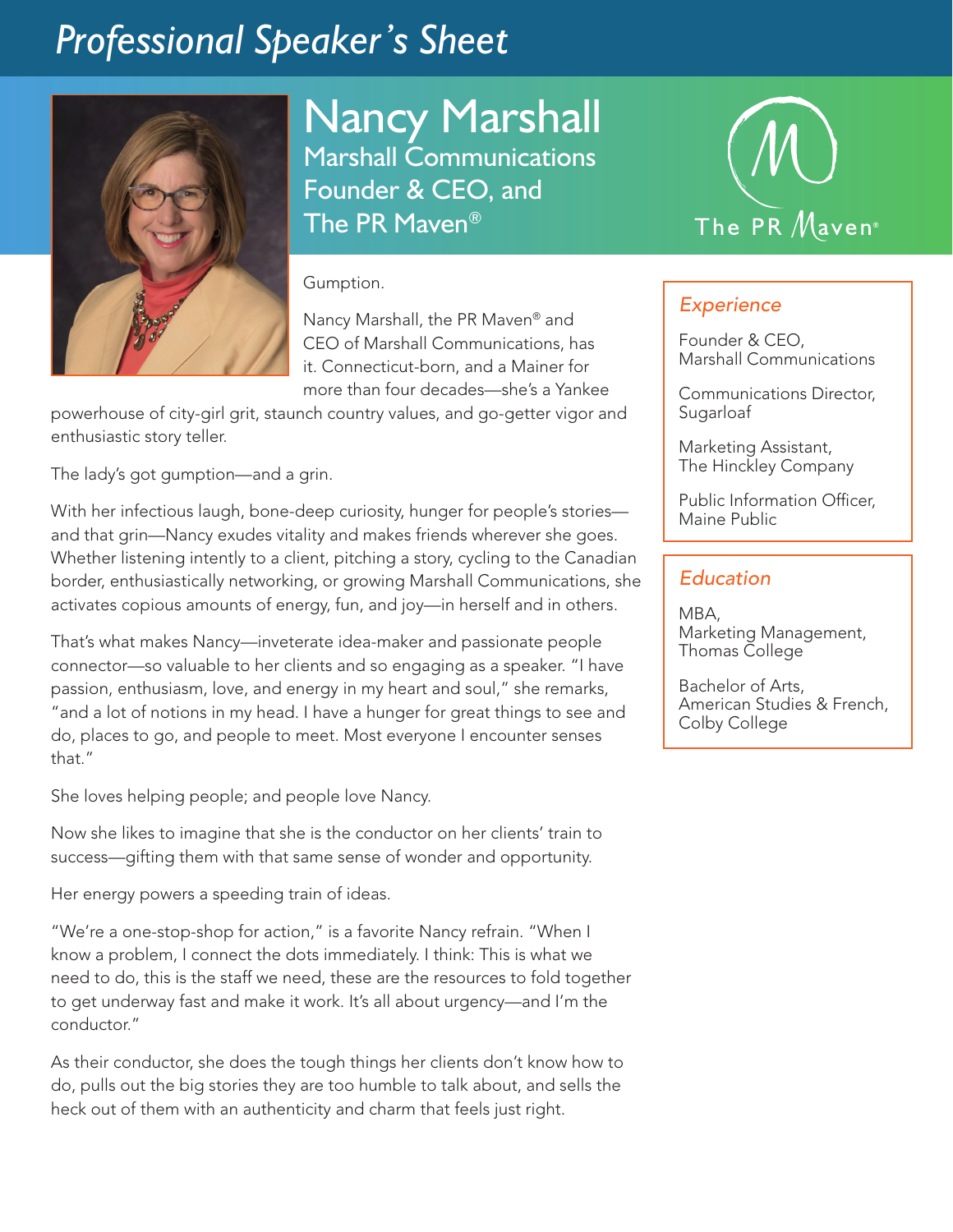# Professional Speaker's Sheet

## Nancy Marshall

Marshall Communications Founder & CEO, and The PR Maven®

The PR Maven®

Gumption.

Nancy Marshall, the PR Maven® and CEO of Marshall Communications, has it. Connecticut-born, and a Mainer for more than four decades—she's a Yankee powerhouse of city-girl grit, staunch country values, and go-getter vigor and enthusiastic story teller.

The lady's got gumption—and a grin.

With her infectious laugh, bone-deep curiosity, hunger for people's stories—and that grin—Nancy exudes vitality and makes friends wherever she goes. Whether listening intently to a client, pitching a story, cycling to the Canadian border, enthusiastically networking, or growing Marshall Communications, she activates copious amounts of energy, fun, and joy—in herself and in others.

That's what makes Nancy—inveterate idea-maker and passionate people connector—so valuable to her clients and so engaging as a speaker. "I have passion, enthusiasm, love, and energy in my heart and soul," she remarks, "and a lot of notions in my head. I have a hunger for great things to see and do, places to go, and people to meet. Most everyone I encounter senses that."

She loves helping people; and people love Nancy.

Now she likes to imagine that she is the conductor on her clients' train to success—gifting them with that same sense of wonder and opportunity.

Her energy powers a speeding train of ideas.

"We're a one-stop-shop for action," is a favorite Nancy refrain. "When I know a problem, I connect the dots immediately. I think: This is what we need to do, this is the staff we need, these are the resources to fold together to get underway fast and make it work. It's all about urgency—and I'm the conductor."

As their conductor, she does the tough things her clients don't know how to do, pulls out the big stories they are too humble to talk about, and sells the heck out of them with an authenticity and charm that feels just right.

### Experience

Founder & CEO,
Marshall Communications

Communications Director,
Sugarloaf

Marketing Assistant,
The Hinckley Company

Public Information Officer,
Maine Public

### Education

MBA,
Marketing Management,
Thomas College

Bachelor of Arts,
American Studies & French,
Colby College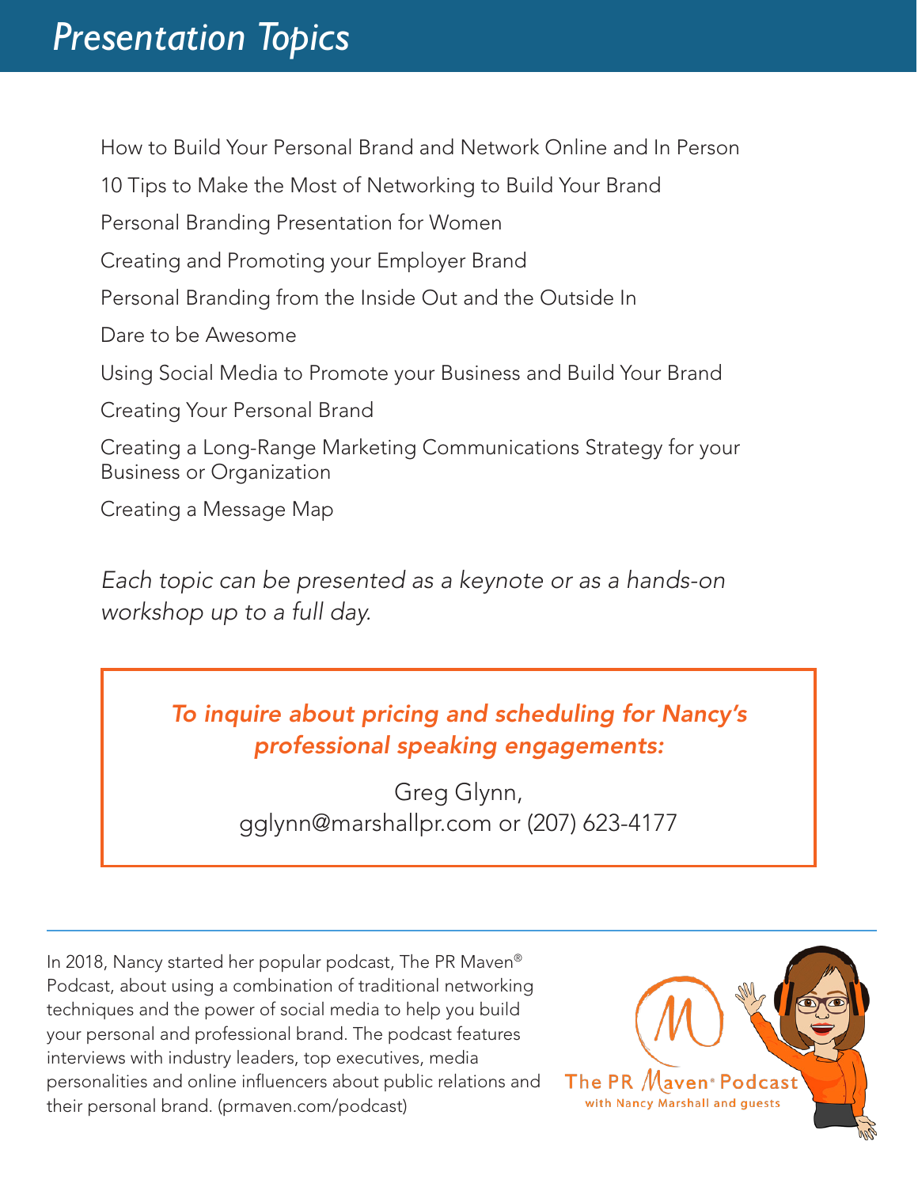# *Presentation Topics*

How to Build Your Personal Brand and Network Online and In Person

10 Tips to Make the Most of Networking to Build Your Brand

Personal Branding Presentation for Women

Creating and Promoting your Employer Brand

Personal Branding from the Inside Out and the Outside In

Dare to be Awesome

Using Social Media to Promote your Business and Build Your Brand

Creating Your Personal Brand

Creating a Long-Range Marketing Communications Strategy for your Business or Organization

Creating a Message Map

*Each topic can be presented as a keynote or as a hands-on workshop up to a full day.*

***To inquire about pricing and scheduling for Nancy's professional speaking engagements:***

Greg Glynn,
gglynn@marshallpr.com or (207) 623-4177

In 2018, Nancy started her popular podcast, The PR Maven® Podcast, about using a combination of traditional networking techniques and the power of social media to help you build your personal and professional brand. The podcast features interviews with industry leaders, top executives, media personalities and online influencers about public relations and their personal brand. (prmaven.com/podcast)

The PR Maven® Podcast
with Nancy Marshall and guests